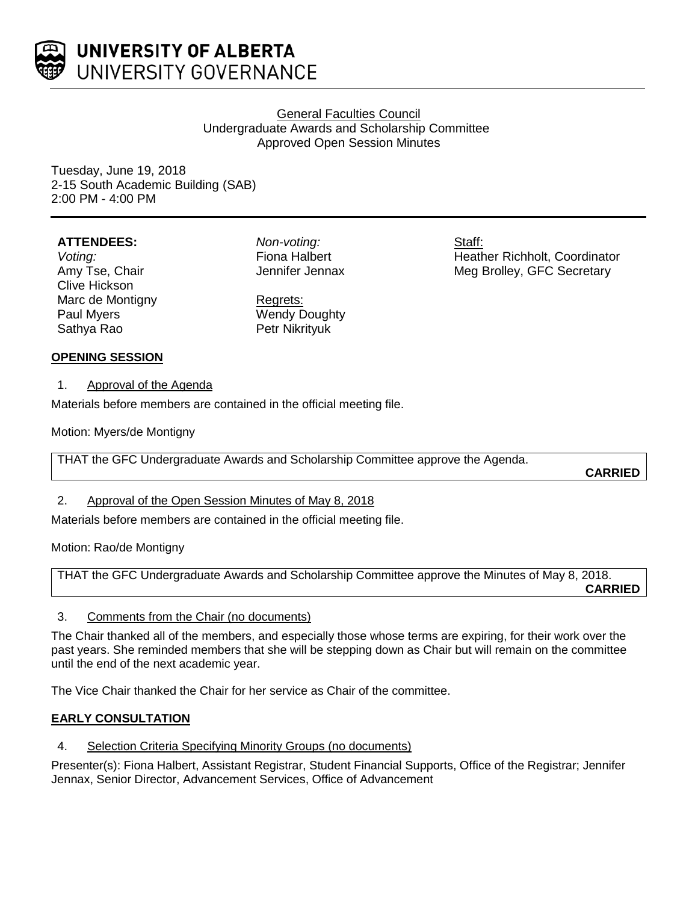**UNIVERSITY OF ALBERTA**
UNIVERSITY GOVERNANCE

General Faculties Council
Undergraduate Awards and Scholarship Committee
Approved Open Session Minutes

Tuesday, June 19, 2018
2-15 South Academic Building (SAB)
2:00 PM - 4:00 PM

**ATTENDEES:**

*Voting:*
Amy Tse, Chair
Clive Hickson
Marc de Montigny
Paul Myers
Sathya Rao

*Non-voting:*
Fiona Halbert
Jennifer Jennax

Regrets:
Wendy Doughty
Petr Nikrityuk

Staff:
Heather Richholt, Coordinator
Meg Brolley, GFC Secretary

## OPENING SESSION

1. Approval of the Agenda

Materials before members are contained in the official meeting file.

Motion: Myers/de Montigny

THAT the GFC Undergraduate Awards and Scholarship Committee approve the Agenda.

**CARRIED**

2. Approval of the Open Session Minutes of May 8, 2018

Materials before members are contained in the official meeting file.

Motion: Rao/de Montigny

THAT the GFC Undergraduate Awards and Scholarship Committee approve the Minutes of May 8, 2018.

**CARRIED**

3. Comments from the Chair (no documents)

The Chair thanked all of the members, and especially those whose terms are expiring, for their work over the past years. She reminded members that she will be stepping down as Chair but will remain on the committee until the end of the next academic year.

The Vice Chair thanked the Chair for her service as Chair of the committee.

## EARLY CONSULTATION

4. Selection Criteria Specifying Minority Groups (no documents)

Presenter(s): Fiona Halbert, Assistant Registrar, Student Financial Supports, Office of the Registrar; Jennifer Jennax, Senior Director, Advancement Services, Office of Advancement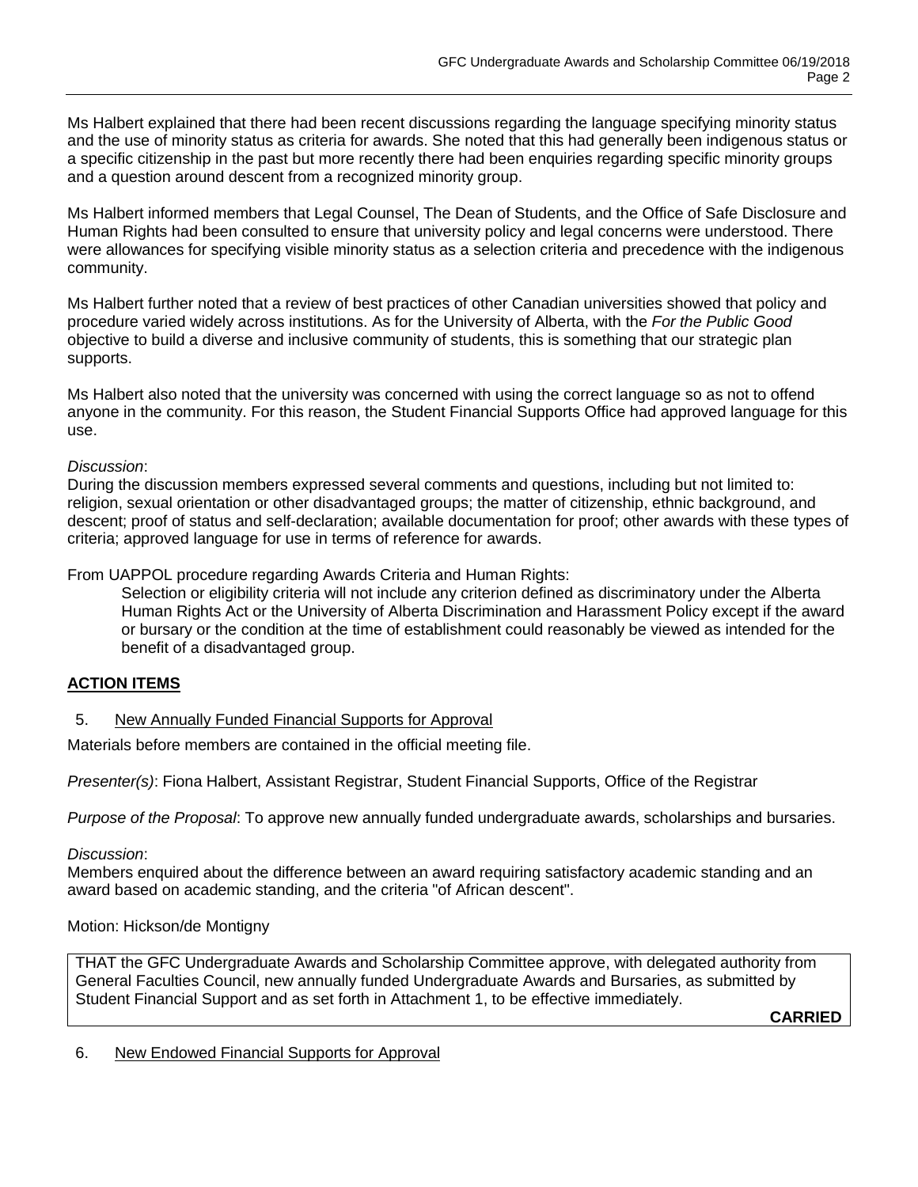Ms Halbert explained that there had been recent discussions regarding the language specifying minority status and the use of minority status as criteria for awards. She noted that this had generally been indigenous status or a specific citizenship in the past but more recently there had been enquiries regarding specific minority groups and a question around descent from a recognized minority group.

Ms Halbert informed members that Legal Counsel, The Dean of Students, and the Office of Safe Disclosure and Human Rights had been consulted to ensure that university policy and legal concerns were understood. There were allowances for specifying visible minority status as a selection criteria and precedence with the indigenous community.

Ms Halbert further noted that a review of best practices of other Canadian universities showed that policy and procedure varied widely across institutions. As for the University of Alberta, with the *For the Public Good* objective to build a diverse and inclusive community of students, this is something that our strategic plan supports.

Ms Halbert also noted that the university was concerned with using the correct language so as not to offend anyone in the community. For this reason, the Student Financial Supports Office had approved language for this use.

*Discussion*:
During the discussion members expressed several comments and questions, including but not limited to: religion, sexual orientation or other disadvantaged groups; the matter of citizenship, ethnic background, and descent; proof of status and self-declaration; available documentation for proof; other awards with these types of criteria; approved language for use in terms of reference for awards.

From UAPPOL procedure regarding Awards Criteria and Human Rights:

> Selection or eligibility criteria will not include any criterion defined as discriminatory under the Alberta Human Rights Act or the University of Alberta Discrimination and Harassment Policy except if the award or bursary or the condition at the time of establishment could reasonably be viewed as intended for the benefit of a disadvantaged group.

## ACTION ITEMS

5. New Annually Funded Financial Supports for Approval

Materials before members are contained in the official meeting file.

*Presenter(s)*: Fiona Halbert, Assistant Registrar, Student Financial Supports, Office of the Registrar

*Purpose of the Proposal*: To approve new annually funded undergraduate awards, scholarships and bursaries.

*Discussion*:
Members enquired about the difference between an award requiring satisfactory academic standing and an award based on academic standing, and the criteria "of African descent".

Motion: Hickson/de Montigny

THAT the GFC Undergraduate Awards and Scholarship Committee approve, with delegated authority from General Faculties Council, new annually funded Undergraduate Awards and Bursaries, as submitted by Student Financial Support and as set forth in Attachment 1, to be effective immediately.

**CARRIED**

6. New Endowed Financial Supports for Approval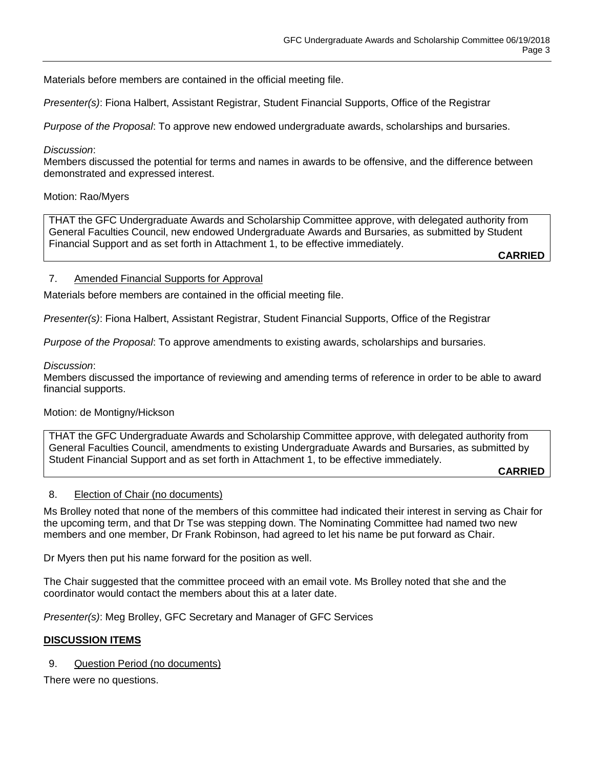Materials before members are contained in the official meeting file.

*Presenter(s)*: Fiona Halbert, Assistant Registrar, Student Financial Supports, Office of the Registrar

*Purpose of the Proposal*: To approve new endowed undergraduate awards, scholarships and bursaries.

*Discussion*:
Members discussed the potential for terms and names in awards to be offensive, and the difference between demonstrated and expressed interest.

Motion: Rao/Myers

> THAT the GFC Undergraduate Awards and Scholarship Committee approve, with delegated authority from General Faculties Council, new endowed Undergraduate Awards and Bursaries, as submitted by Student Financial Support and as set forth in Attachment 1, to be effective immediately.
>
> **CARRIED**

7. <u>Amended Financial Supports for Approval</u>

Materials before members are contained in the official meeting file.

*Presenter(s)*: Fiona Halbert, Assistant Registrar, Student Financial Supports, Office of the Registrar

*Purpose of the Proposal*: To approve amendments to existing awards, scholarships and bursaries.

*Discussion*:
Members discussed the importance of reviewing and amending terms of reference in order to be able to award financial supports.

Motion: de Montigny/Hickson

> THAT the GFC Undergraduate Awards and Scholarship Committee approve, with delegated authority from General Faculties Council, amendments to existing Undergraduate Awards and Bursaries, as submitted by Student Financial Support and as set forth in Attachment 1, to be effective immediately.
>
> **CARRIED**

8. <u>Election of Chair (no documents)</u>

Ms Brolley noted that none of the members of this committee had indicated their interest in serving as Chair for the upcoming term, and that Dr Tse was stepping down. The Nominating Committee had named two new members and one member, Dr Frank Robinson, had agreed to let his name be put forward as Chair.

Dr Myers then put his name forward for the position as well.

The Chair suggested that the committee proceed with an email vote. Ms Brolley noted that she and the coordinator would contact the members about this at a later date.

*Presenter(s)*: Meg Brolley, GFC Secretary and Manager of GFC Services

## **<u>DISCUSSION ITEMS</u>**

9. <u>Question Period (no documents)</u>

There were no questions.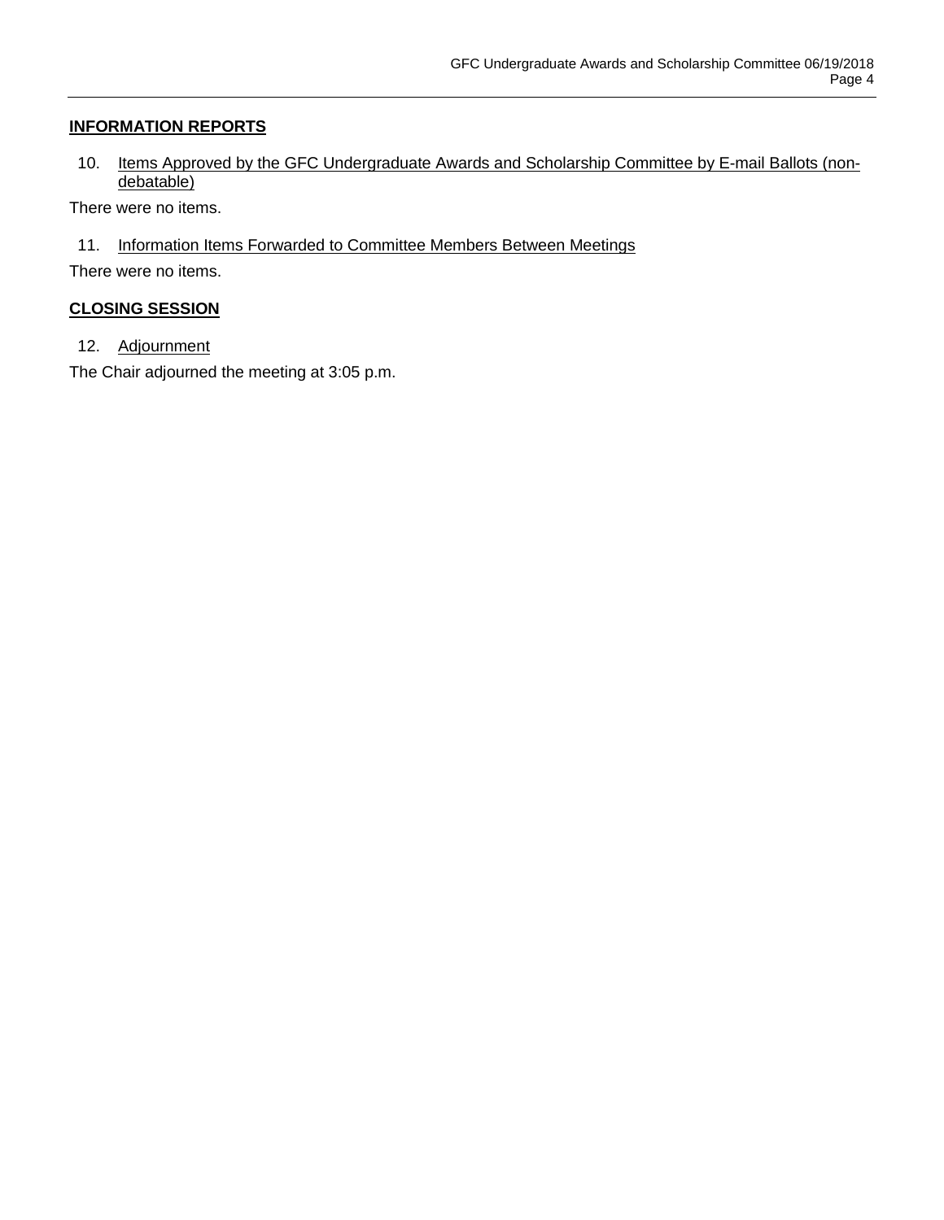## INFORMATION REPORTS

10. Items Approved by the GFC Undergraduate Awards and Scholarship Committee by E-mail Ballots (non-debatable)

There were no items.

11. Information Items Forwarded to Committee Members Between Meetings

There were no items.

## CLOSING SESSION

12. Adjournment

The Chair adjourned the meeting at 3:05 p.m.